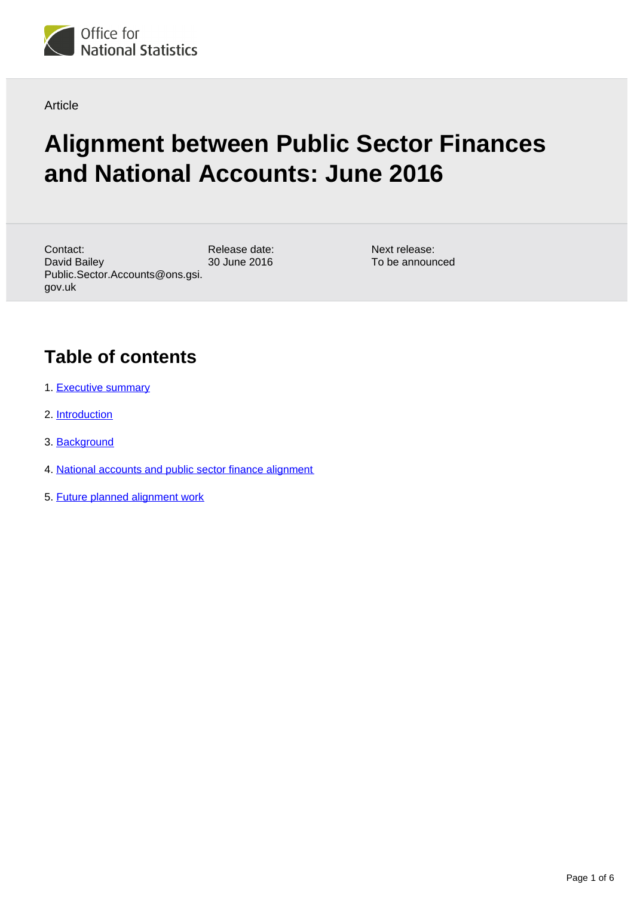Office for National Statistics

Article

# Alignment between Public Sector Finances and National Accounts: June 2016

Contact:
David Bailey
Public.Sector.Accounts@ons.gsi.gov.uk

Release date:
30 June 2016

Next release:
To be announced

## Table of contents

1. Executive summary
2. Introduction
3. Background
4. National accounts and public sector finance alignment
5. Future planned alignment work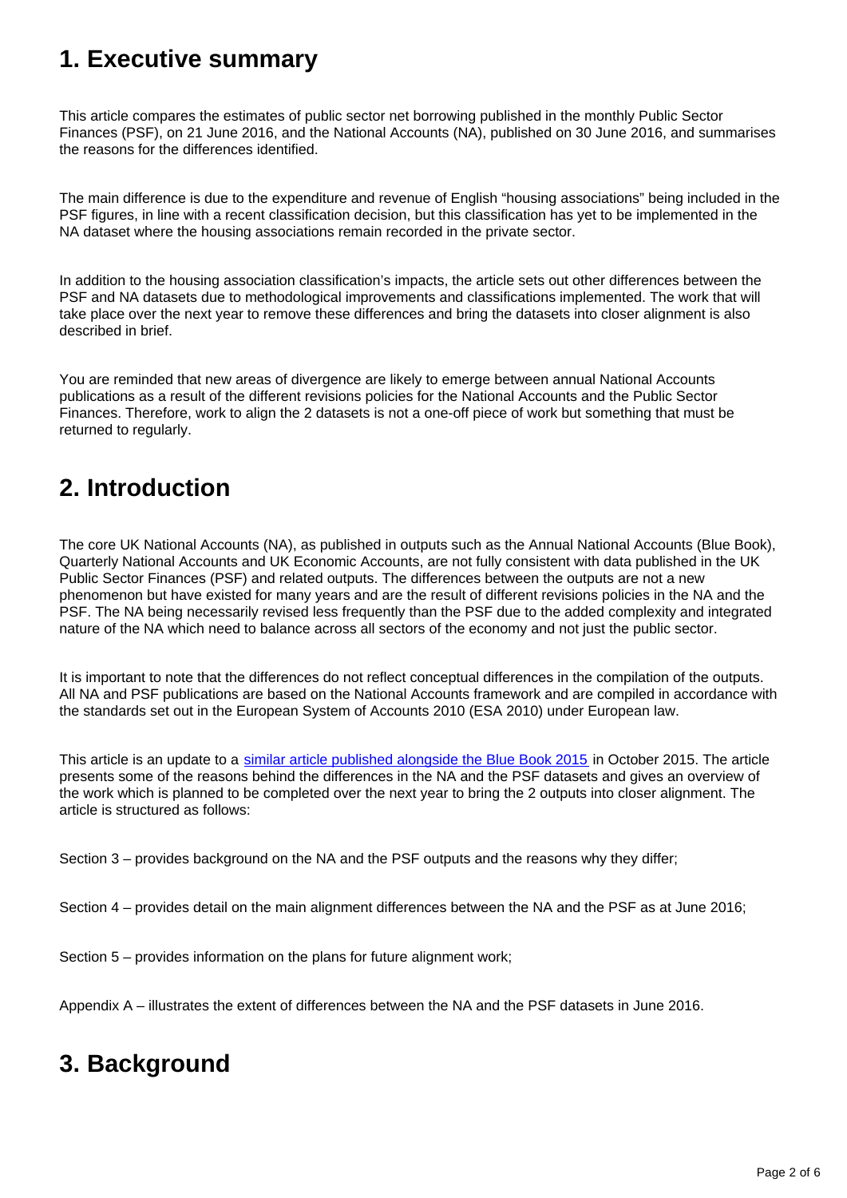## 1. Executive summary

This article compares the estimates of public sector net borrowing published in the monthly Public Sector Finances (PSF), on 21 June 2016, and the National Accounts (NA), published on 30 June 2016, and summarises the reasons for the differences identified.

The main difference is due to the expenditure and revenue of English "housing associations" being included in the PSF figures, in line with a recent classification decision, but this classification has yet to be implemented in the NA dataset where the housing associations remain recorded in the private sector.

In addition to the housing association classification's impacts, the article sets out other differences between the PSF and NA datasets due to methodological improvements and classifications implemented. The work that will take place over the next year to remove these differences and bring the datasets into closer alignment is also described in brief.

You are reminded that new areas of divergence are likely to emerge between annual National Accounts publications as a result of the different revisions policies for the National Accounts and the Public Sector Finances. Therefore, work to align the 2 datasets is not a one-off piece of work but something that must be returned to regularly.

## 2. Introduction

The core UK National Accounts (NA), as published in outputs such as the Annual National Accounts (Blue Book), Quarterly National Accounts and UK Economic Accounts, are not fully consistent with data published in the UK Public Sector Finances (PSF) and related outputs. The differences between the outputs are not a new phenomenon but have existed for many years and are the result of different revisions policies in the NA and the PSF. The NA being necessarily revised less frequently than the PSF due to the added complexity and integrated nature of the NA which need to balance across all sectors of the economy and not just the public sector.

It is important to note that the differences do not reflect conceptual differences in the compilation of the outputs. All NA and PSF publications are based on the National Accounts framework and are compiled in accordance with the standards set out in the European System of Accounts 2010 (ESA 2010) under European law.

This article is an update to a similar article published alongside the Blue Book 2015 in October 2015. The article presents some of the reasons behind the differences in the NA and the PSF datasets and gives an overview of the work which is planned to be completed over the next year to bring the 2 outputs into closer alignment. The article is structured as follows:

Section 3 – provides background on the NA and the PSF outputs and the reasons why they differ;

Section 4 – provides detail on the main alignment differences between the NA and the PSF as at June 2016;

Section 5 – provides information on the plans for future alignment work;

Appendix A – illustrates the extent of differences between the NA and the PSF datasets in June 2016.

## 3. Background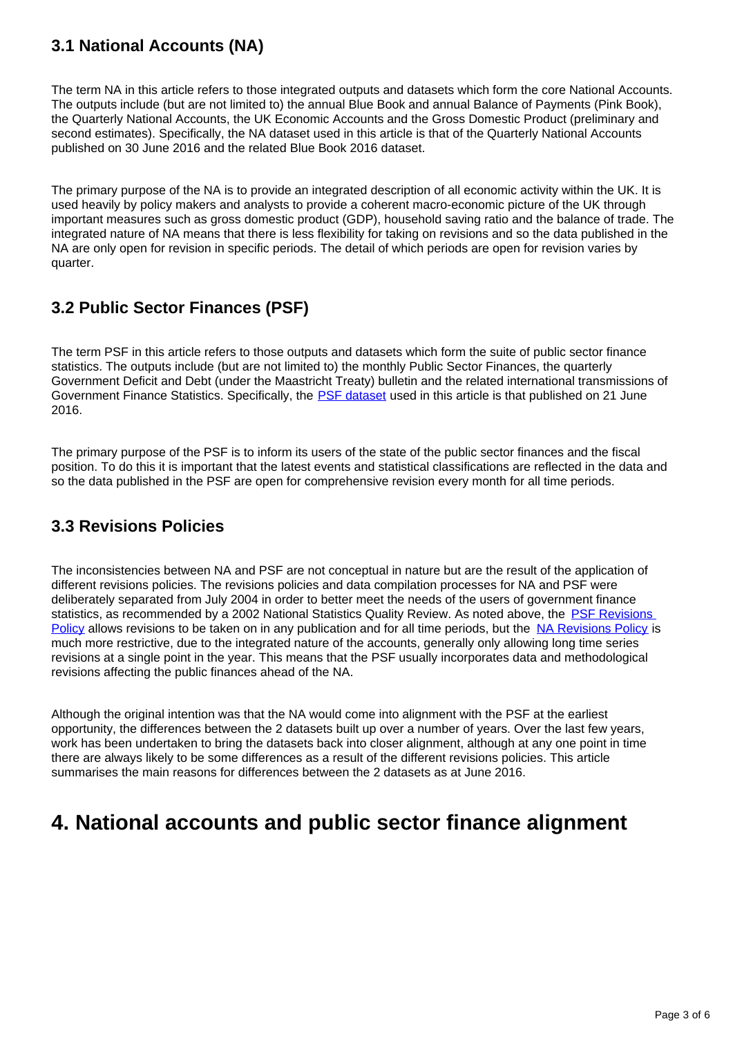### 3.1 National Accounts (NA)

The term NA in this article refers to those integrated outputs and datasets which form the core National Accounts. The outputs include (but are not limited to) the annual Blue Book and annual Balance of Payments (Pink Book), the Quarterly National Accounts, the UK Economic Accounts and the Gross Domestic Product (preliminary and second estimates). Specifically, the NA dataset used in this article is that of the Quarterly National Accounts published on 30 June 2016 and the related Blue Book 2016 dataset.

The primary purpose of the NA is to provide an integrated description of all economic activity within the UK. It is used heavily by policy makers and analysts to provide a coherent macro-economic picture of the UK through important measures such as gross domestic product (GDP), household saving ratio and the balance of trade. The integrated nature of NA means that there is less flexibility for taking on revisions and so the data published in the NA are only open for revision in specific periods. The detail of which periods are open for revision varies by quarter.

### 3.2 Public Sector Finances (PSF)

The term PSF in this article refers to those outputs and datasets which form the suite of public sector finance statistics. The outputs include (but are not limited to) the monthly Public Sector Finances, the quarterly Government Deficit and Debt (under the Maastricht Treaty) bulletin and the related international transmissions of Government Finance Statistics. Specifically, the PSF dataset used in this article is that published on 21 June 2016.

The primary purpose of the PSF is to inform its users of the state of the public sector finances and the fiscal position. To do this it is important that the latest events and statistical classifications are reflected in the data and so the data published in the PSF are open for comprehensive revision every month for all time periods.

### 3.3 Revisions Policies

The inconsistencies between NA and PSF are not conceptual in nature but are the result of the application of different revisions policies. The revisions policies and data compilation processes for NA and PSF were deliberately separated from July 2004 in order to better meet the needs of the users of government finance statistics, as recommended by a 2002 National Statistics Quality Review. As noted above, the PSF Revisions Policy allows revisions to be taken on in any publication and for all time periods, but the NA Revisions Policy is much more restrictive, due to the integrated nature of the accounts, generally only allowing long time series revisions at a single point in the year. This means that the PSF usually incorporates data and methodological revisions affecting the public finances ahead of the NA.

Although the original intention was that the NA would come into alignment with the PSF at the earliest opportunity, the differences between the 2 datasets built up over a number of years. Over the last few years, work has been undertaken to bring the datasets back into closer alignment, although at any one point in time there are always likely to be some differences as a result of the different revisions policies. This article summarises the main reasons for differences between the 2 datasets as at June 2016.

## 4. National accounts and public sector finance alignment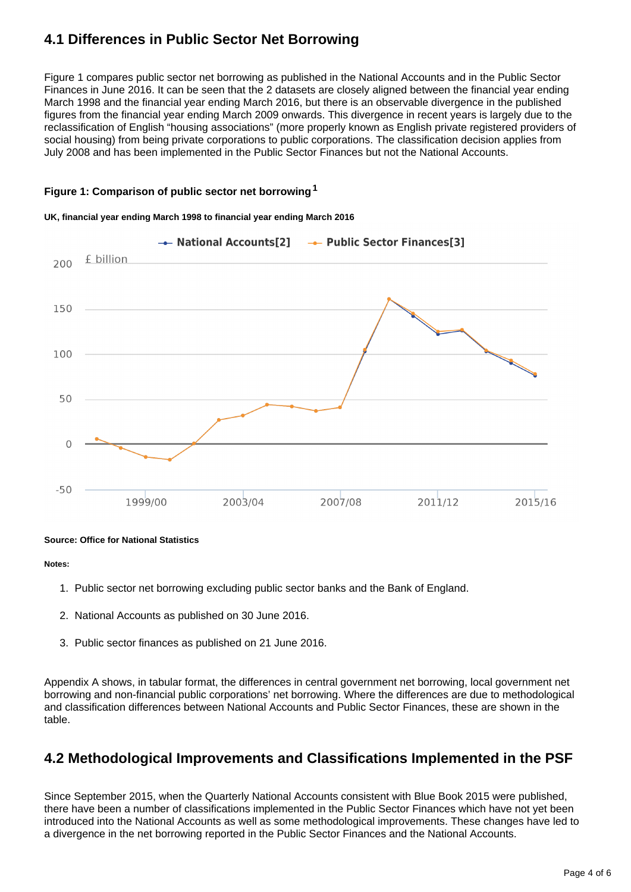## 4.1 Differences in Public Sector Net Borrowing

Figure 1 compares public sector net borrowing as published in the National Accounts and in the Public Sector Finances in June 2016. It can be seen that the 2 datasets are closely aligned between the financial year ending March 1998 and the financial year ending March 2016, but there is an observable divergence in the published figures from the financial year ending March 2009 onwards. This divergence in recent years is largely due to the reclassification of English "housing associations" (more properly known as English private registered providers of social housing) from being private corporations to public corporations. The classification decision applies from July 2008 and has been implemented in the Public Sector Finances but not the National Accounts.

**Figure 1: Comparison of public sector net borrowing[1]**

**UK, financial year ending March 1998 to financial year ending March 2016**

**Source: Office for National Statistics**

**Notes:**

1. Public sector net borrowing excluding public sector banks and the Bank of England.
2. National Accounts as published on 30 June 2016.
3. Public sector finances as published on 21 June 2016.

Appendix A shows, in tabular format, the differences in central government net borrowing, local government net borrowing and non-financial public corporations' net borrowing. Where the differences are due to methodological and classification differences between National Accounts and Public Sector Finances, these are shown in the table.

## 4.2 Methodological Improvements and Classifications Implemented in the PSF

Since September 2015, when the Quarterly National Accounts consistent with Blue Book 2015 were published, there have been a number of classifications implemented in the Public Sector Finances which have not yet been introduced into the National Accounts as well as some methodological improvements. These changes have led to a divergence in the net borrowing reported in the Public Sector Finances and the National Accounts.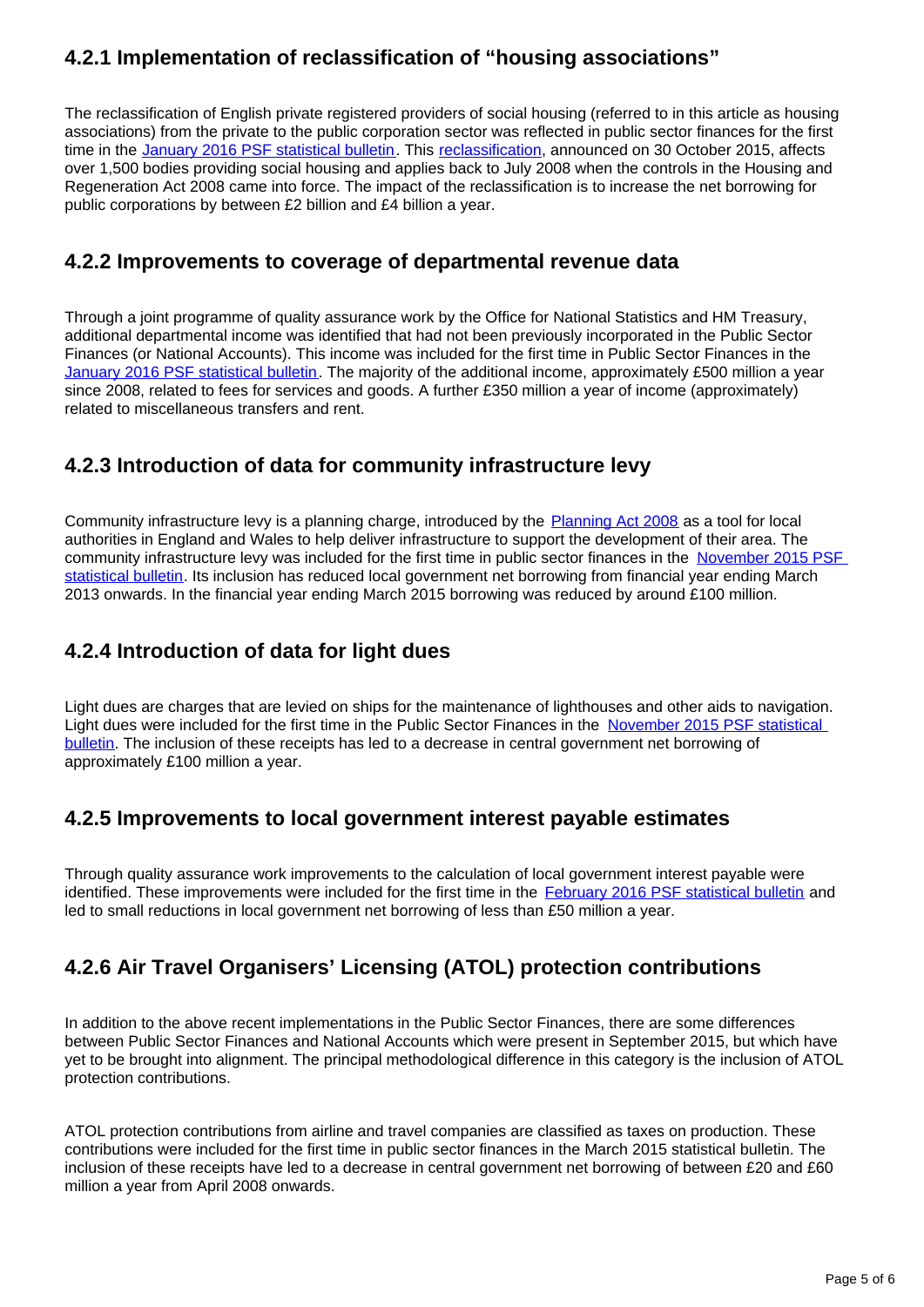### 4.2.1 Implementation of reclassification of "housing associations"

The reclassification of English private registered providers of social housing (referred to in this article as housing associations) from the private to the public corporation sector was reflected in public sector finances for the first time in the January 2016 PSF statistical bulletin. This reclassification, announced on 30 October 2015, affects over 1,500 bodies providing social housing and applies back to July 2008 when the controls in the Housing and Regeneration Act 2008 came into force. The impact of the reclassification is to increase the net borrowing for public corporations by between £2 billion and £4 billion a year.

### 4.2.2 Improvements to coverage of departmental revenue data

Through a joint programme of quality assurance work by the Office for National Statistics and HM Treasury, additional departmental income was identified that had not been previously incorporated in the Public Sector Finances (or National Accounts). This income was included for the first time in Public Sector Finances in the January 2016 PSF statistical bulletin. The majority of the additional income, approximately £500 million a year since 2008, related to fees for services and goods. A further £350 million a year of income (approximately) related to miscellaneous transfers and rent.

### 4.2.3 Introduction of data for community infrastructure levy

Community infrastructure levy is a planning charge, introduced by the Planning Act 2008 as a tool for local authorities in England and Wales to help deliver infrastructure to support the development of their area. The community infrastructure levy was included for the first time in public sector finances in the November 2015 PSF statistical bulletin. Its inclusion has reduced local government net borrowing from financial year ending March 2013 onwards. In the financial year ending March 2015 borrowing was reduced by around £100 million.

### 4.2.4 Introduction of data for light dues

Light dues are charges that are levied on ships for the maintenance of lighthouses and other aids to navigation. Light dues were included for the first time in the Public Sector Finances in the November 2015 PSF statistical bulletin. The inclusion of these receipts has led to a decrease in central government net borrowing of approximately £100 million a year.

### 4.2.5 Improvements to local government interest payable estimates

Through quality assurance work improvements to the calculation of local government interest payable were identified. These improvements were included for the first time in the February 2016 PSF statistical bulletin and led to small reductions in local government net borrowing of less than £50 million a year.

### 4.2.6 Air Travel Organisers' Licensing (ATOL) protection contributions

In addition to the above recent implementations in the Public Sector Finances, there are some differences between Public Sector Finances and National Accounts which were present in September 2015, but which have yet to be brought into alignment. The principal methodological difference in this category is the inclusion of ATOL protection contributions.

ATOL protection contributions from airline and travel companies are classified as taxes on production. These contributions were included for the first time in public sector finances in the March 2015 statistical bulletin. The inclusion of these receipts have led to a decrease in central government net borrowing of between £20 and £60 million a year from April 2008 onwards.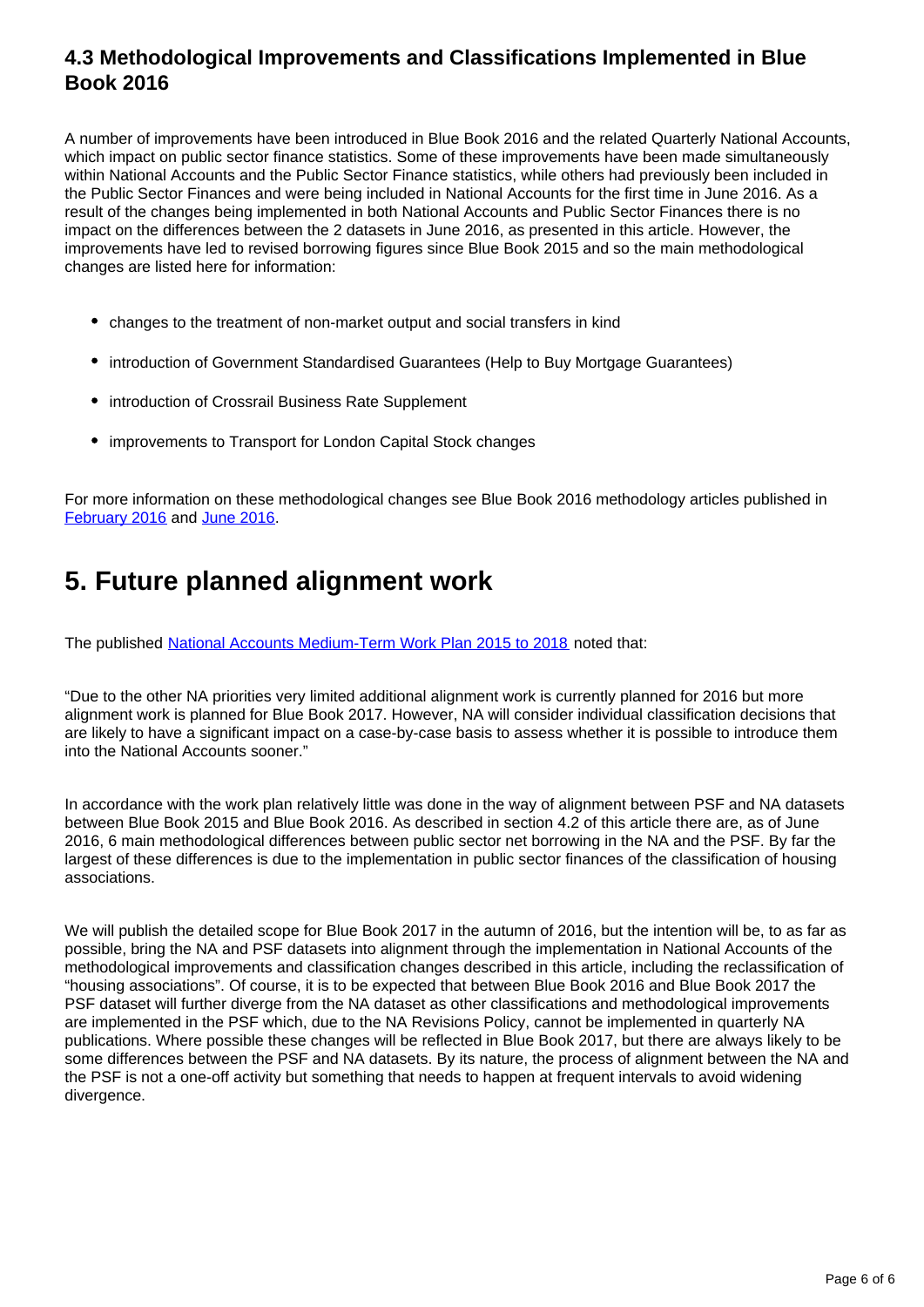### 4.3 Methodological Improvements and Classifications Implemented in Blue Book 2016

A number of improvements have been introduced in Blue Book 2016 and the related Quarterly National Accounts, which impact on public sector finance statistics. Some of these improvements have been made simultaneously within National Accounts and the Public Sector Finance statistics, while others had previously been included in the Public Sector Finances and were being included in National Accounts for the first time in June 2016. As a result of the changes being implemented in both National Accounts and Public Sector Finances there is no impact on the differences between the 2 datasets in June 2016, as presented in this article. However, the improvements have led to revised borrowing figures since Blue Book 2015 and so the main methodological changes are listed here for information:

- changes to the treatment of non-market output and social transfers in kind
- introduction of Government Standardised Guarantees (Help to Buy Mortgage Guarantees)
- introduction of Crossrail Business Rate Supplement
- improvements to Transport for London Capital Stock changes

For more information on these methodological changes see Blue Book 2016 methodology articles published in February 2016 and June 2016.

## 5. Future planned alignment work

The published National Accounts Medium-Term Work Plan 2015 to 2018 noted that:

"Due to the other NA priorities very limited additional alignment work is currently planned for 2016 but more alignment work is planned for Blue Book 2017. However, NA will consider individual classification decisions that are likely to have a significant impact on a case-by-case basis to assess whether it is possible to introduce them into the National Accounts sooner."

In accordance with the work plan relatively little was done in the way of alignment between PSF and NA datasets between Blue Book 2015 and Blue Book 2016. As described in section 4.2 of this article there are, as of June 2016, 6 main methodological differences between public sector net borrowing in the NA and the PSF. By far the largest of these differences is due to the implementation in public sector finances of the classification of housing associations.

We will publish the detailed scope for Blue Book 2017 in the autumn of 2016, but the intention will be, to as far as possible, bring the NA and PSF datasets into alignment through the implementation in National Accounts of the methodological improvements and classification changes described in this article, including the reclassification of "housing associations". Of course, it is to be expected that between Blue Book 2016 and Blue Book 2017 the PSF dataset will further diverge from the NA dataset as other classifications and methodological improvements are implemented in the PSF which, due to the NA Revisions Policy, cannot be implemented in quarterly NA publications. Where possible these changes will be reflected in Blue Book 2017, but there are always likely to be some differences between the PSF and NA datasets. By its nature, the process of alignment between the NA and the PSF is not a one-off activity but something that needs to happen at frequent intervals to avoid widening divergence.